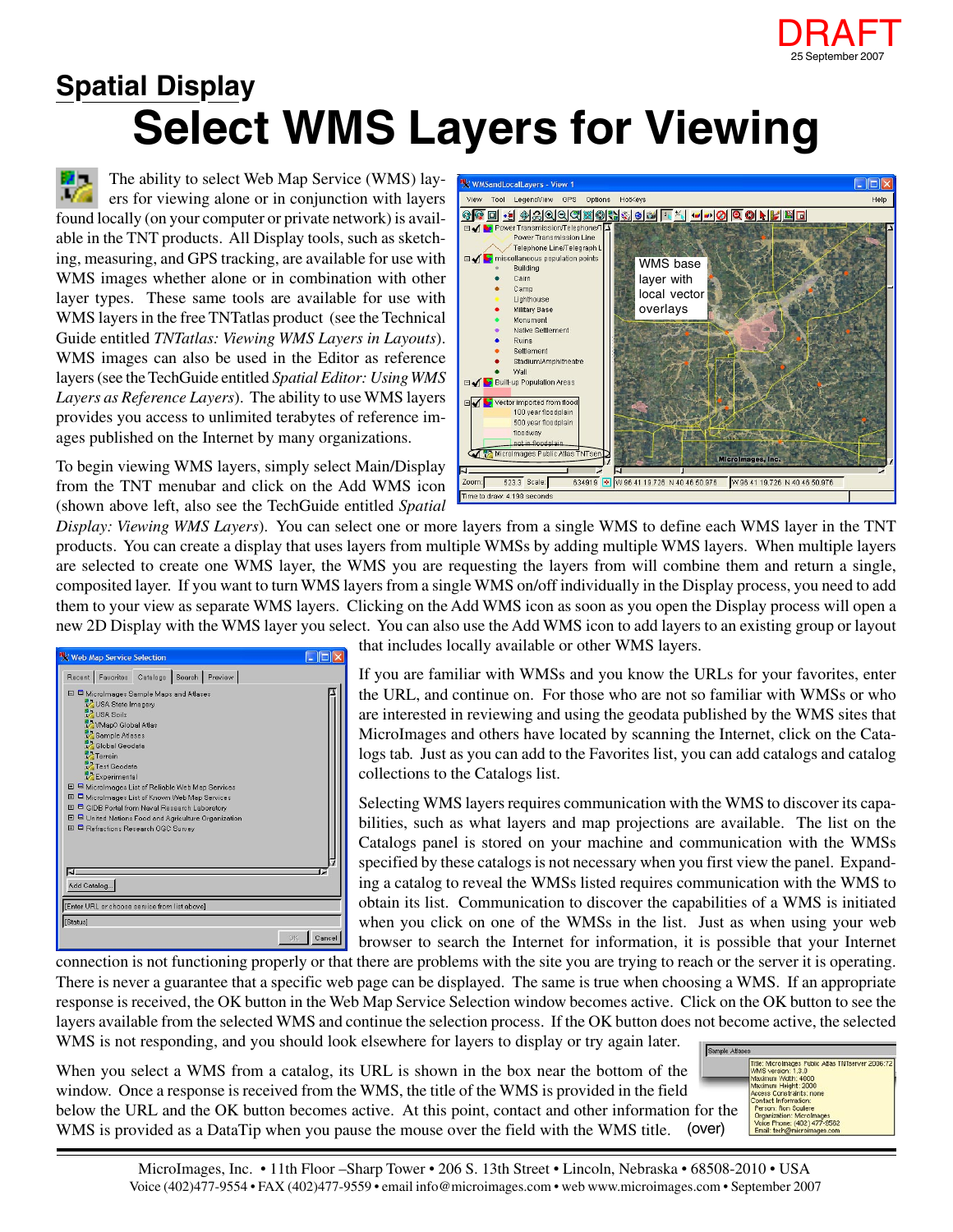DRAFT
25 September 2007

## Spatial Display

# Select WMS Layers for Viewing

The ability to select Web Map Service (WMS) layers for viewing alone or in conjunction with layers found locally (on your computer or private network) is available in the TNT products. All Display tools, such as sketching, measuring, and GPS tracking, are available for use with WMS images whether alone or in combination with other layer types. These same tools are available for use with WMS layers in the free TNTatlas product (see the Technical Guide entitled *TNTatlas: Viewing WMS Layers in Layouts*). WMS images can also be used in the Editor as reference layers (see the TechGuide entitled *Spatial Editor: Using WMS Layers as Reference Layers*). The ability to use WMS layers provides you access to unlimited terabytes of reference images published on the Internet by many organizations.

To begin viewing WMS layers, simply select Main/Display from the TNT menubar and click on the Add WMS icon (shown above left, also see the TechGuide entitled *Spatial Display: Viewing WMS Layers*). You can select one or more layers from a single WMS to define each WMS layer in the TNT products. You can create a display that uses layers from multiple WMSs by adding multiple WMS layers. When multiple layers are selected to create one WMS layer, the WMS you are requesting the layers from will combine them and return a single, composited layer. If you want to turn WMS layers from a single WMS on/off individually in the Display process, you need to add them to your view as separate WMS layers. Clicking on the Add WMS icon as soon as you open the Display process will open a new 2D Display with the WMS layer you select. You can also use the Add WMS icon to add layers to an existing group or layout that includes locally available or other WMS layers.

WMS base layer with local vector overlays

If you are familiar with WMSs and you know the URLs for your favorites, enter the URL, and continue on. For those who are not so familiar with WMSs or who are interested in reviewing and using the geodata published by the WMS sites that MicroImages and others have located by scanning the Internet, click on the Catalogs tab. Just as you can add to the Favorites list, you can add catalogs and catalog collections to the Catalogs list.

Selecting WMS layers requires communication with the WMS to discover its capabilities, such as what layers and map projections are available. The list on the Catalogs panel is stored on your machine and communication with the WMSs specified by these catalogs is not necessary when you first view the panel. Expanding a catalog to reveal the WMSs listed requires communication with the WMS to obtain its list. Communication to discover the capabilities of a WMS is initiated when you click on one of the WMSs in the list. Just as when using your web browser to search the Internet for information, it is possible that your Internet connection is not functioning properly or that there are problems with the site you are trying to reach or the server it is operating. There is never a guarantee that a specific web page can be displayed. The same is true when choosing a WMS. If an appropriate response is received, the OK button in the Web Map Service Selection window becomes active. Click on the OK button to see the layers available from the selected WMS and continue the selection process. If the OK button does not become active, the selected WMS is not responding, and you should look elsewhere for layers to display or try again later.

When you select a WMS from a catalog, its URL is shown in the box near the bottom of the window. Once a response is received from the WMS, the title of the WMS is provided in the field below the URL and the OK button becomes active. At this point, contact and other information for the WMS is provided as a DataTip when you pause the mouse over the field with the WMS title. (over)

MicroImages, Inc. • 11th Floor –Sharp Tower • 206 S. 13th Street • Lincoln, Nebraska • 68508-2010 • USA
Voice (402)477-9554 • FAX (402)477-9559 • email info@microimages.com • web www.microimages.com • September 2007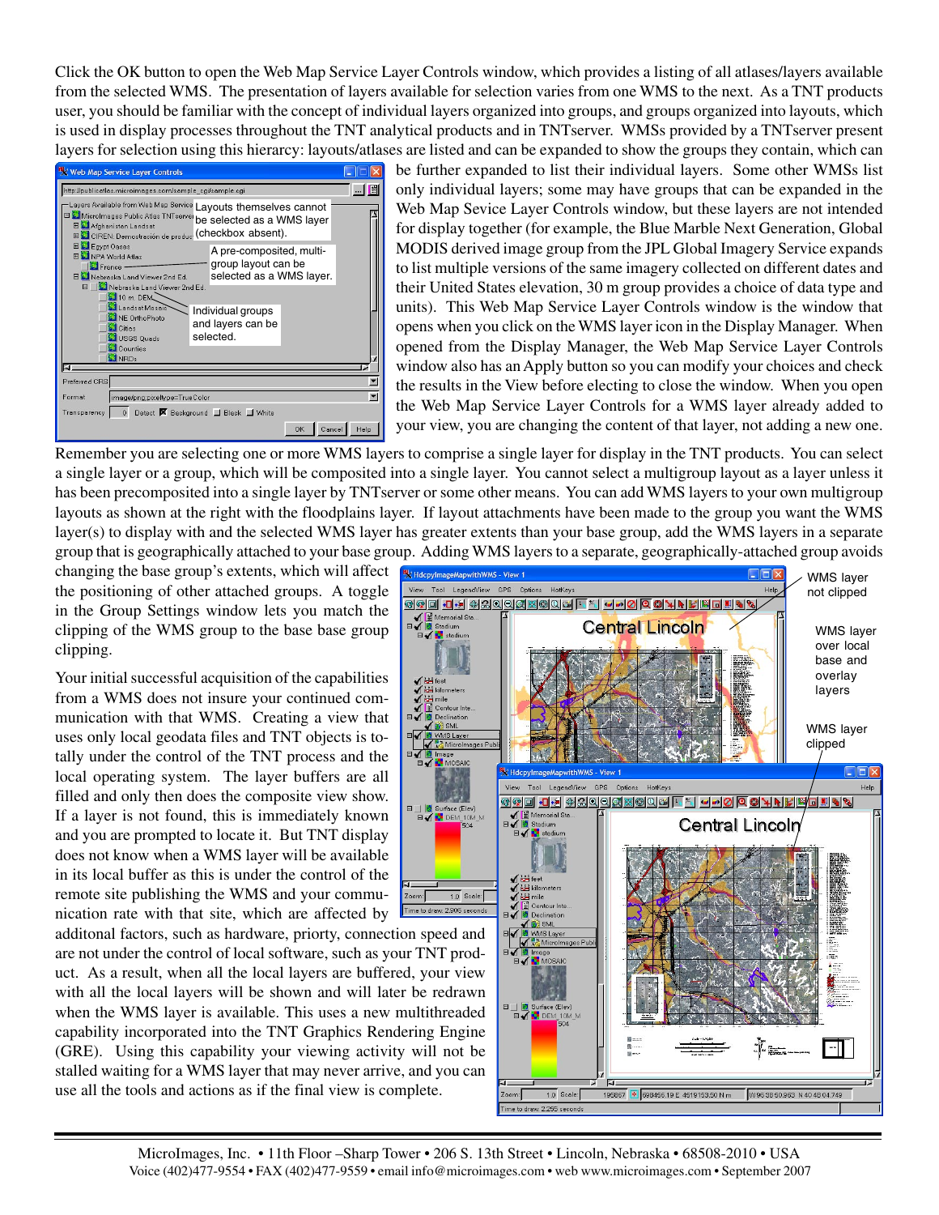Click the OK button to open the Web Map Service Layer Controls window, which provides a listing of all atlases/layers available from the selected WMS. The presentation of layers available for selection varies from one WMS to the next. As a TNT products user, you should be familiar with the concept of individual layers organized into groups, and groups organized into layouts, which is used in display processes throughout the TNT analytical products and in TNTserver. WMSs provided by a TNTserver present layers for selection using this hierarchy: layouts/atlases are listed and can be expanded to show the groups they contain, which can be further expanded to list their individual layers. Some other WMSs list only individual layers; some may have groups that can be expanded in the Web Map Sevice Layer Controls window, but these layers are not intended for display together (for example, the Blue Marble Next Generation, Global MODIS derived image group from the JPL Global Imagery Service expands to list multiple versions of the same imagery collected on different dates and their United States elevation, 30 m group provides a choice of data type and units). This Web Map Service Layer Controls window is the window that opens when you click on the WMS layer icon in the Display Manager. When opened from the Display Manager, the Web Map Service Layer Controls window also has an Apply button so you can modify your choices and check the results in the View before electing to close the window. When you open the Web Map Service Layer Controls for a WMS layer already added to your view, you are changing the content of that layer, not adding a new one.

Layouts themselves cannot be selected as a WMS layer (checkbox absent).

A pre-composited, multi-group layout can be selected as a WMS layer.

Individual groups and layers can be selected.

Remember you are selecting one or more WMS layers to comprise a single layer for display in the TNT products. You can select a single layer or a group, which will be composited into a single layer. You cannot select a multigroup layout as a layer unless it has been precomposited into a single layer by TNTserver or some other means. You can add WMS layers to your own multigroup layouts as shown at the right with the floodplains layer. If layout attachments have been made to the group you want the WMS layer(s) to display with and the selected WMS layer has greater extents than your base group, add the WMS layers in a separate group that is geographically attached to your base group. Adding WMS layers to a separate, geographically-attached group avoids changing the base group's extents, which will affect the positioning of other attached groups. A toggle in the Group Settings window lets you match the clipping of the WMS group to the base base group clipping.

WMS layer not clipped

WMS layer over local base and overlay layers

WMS layer clipped

Your initial successful acquisition of the capabilities from a WMS does not insure your continued communication with that WMS. Creating a view that uses only local geodata files and TNT objects is totally under the control of the TNT process and the local operating system. The layer buffers are all filled and only then does the composite view show. If a layer is not found, this is immediately known and you are prompted to locate it. But TNT display does not know when a WMS layer will be available in its local buffer as this is under the control of the remote site publishing the WMS and your communication rate with that site, which are affected by additonal factors, such as hardware, priorty, connection speed and are not under the control of local software, such as your TNT product. As a result, when all the local layers are buffered, your view with all the local layers will be shown and will later be redrawn when the WMS layer is available. This uses a new multithreaded capability incorporated into the TNT Graphics Rendering Engine (GRE). Using this capability your viewing activity will not be stalled waiting for a WMS layer that may never arrive, and you can use all the tools and actions as if the final view is complete.

MicroImages, Inc. • 11th Floor –Sharp Tower • 206 S. 13th Street • Lincoln, Nebraska • 68508-2010 • USA
Voice (402)477-9554 • FAX (402)477-9559 • email info@microimages.com • web www.microimages.com • September 2007